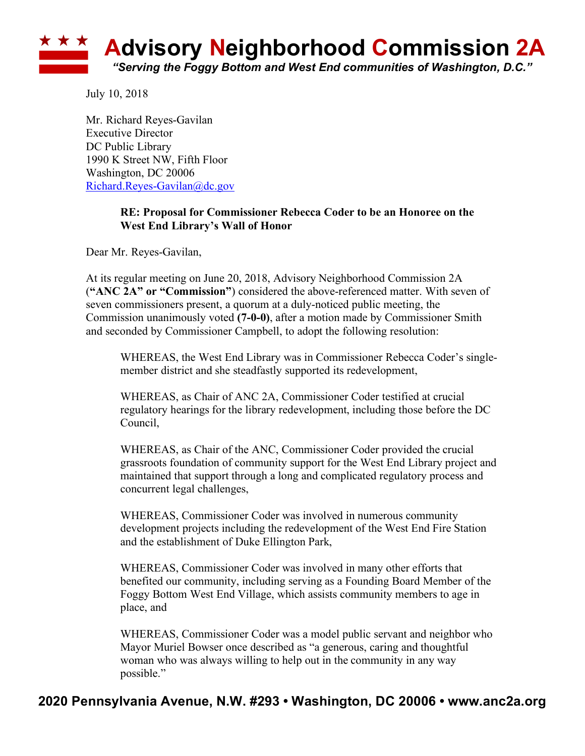# Advisory Neighborhood Commission 2A

*"Serving the Foggy Bottom and West End communities of Washington, D.C."*

July 10, 2018

Mr. Richard Reyes-Gavilan
Executive Director
DC Public Library
1990 K Street NW, Fifth Floor
Washington, DC 20006
Richard.Reyes-Gavilan@dc.gov

**RE: Proposal for Commissioner Rebecca Coder to be an Honoree on the West End Library's Wall of Honor**

Dear Mr. Reyes-Gavilan,

At its regular meeting on June 20, 2018, Advisory Neighborhood Commission 2A (**"ANC 2A" or "Commission"**) considered the above-referenced matter. With seven of seven commissioners present, a quorum at a duly-noticed public meeting, the Commission unanimously voted **(7-0-0)**, after a motion made by Commissioner Smith and seconded by Commissioner Campbell, to adopt the following resolution:

> WHEREAS, the West End Library was in Commissioner Rebecca Coder's single-member district and she steadfastly supported its redevelopment,
>
> WHEREAS, as Chair of ANC 2A, Commissioner Coder testified at crucial regulatory hearings for the library redevelopment, including those before the DC Council,
>
> WHEREAS, as Chair of the ANC, Commissioner Coder provided the crucial grassroots foundation of community support for the West End Library project and maintained that support through a long and complicated regulatory process and concurrent legal challenges,
>
> WHEREAS, Commissioner Coder was involved in numerous community development projects including the redevelopment of the West End Fire Station and the establishment of Duke Ellington Park,
>
> WHEREAS, Commissioner Coder was involved in many other efforts that benefited our community, including serving as a Founding Board Member of the Foggy Bottom West End Village, which assists community members to age in place, and
>
> WHEREAS, Commissioner Coder was a model public servant and neighbor who Mayor Muriel Bowser once described as "a generous, caring and thoughtful woman who was always willing to help out in the community in any way possible."

**2020 Pennsylvania Avenue, N.W. #293 • Washington, DC 20006 • www.anc2a.org**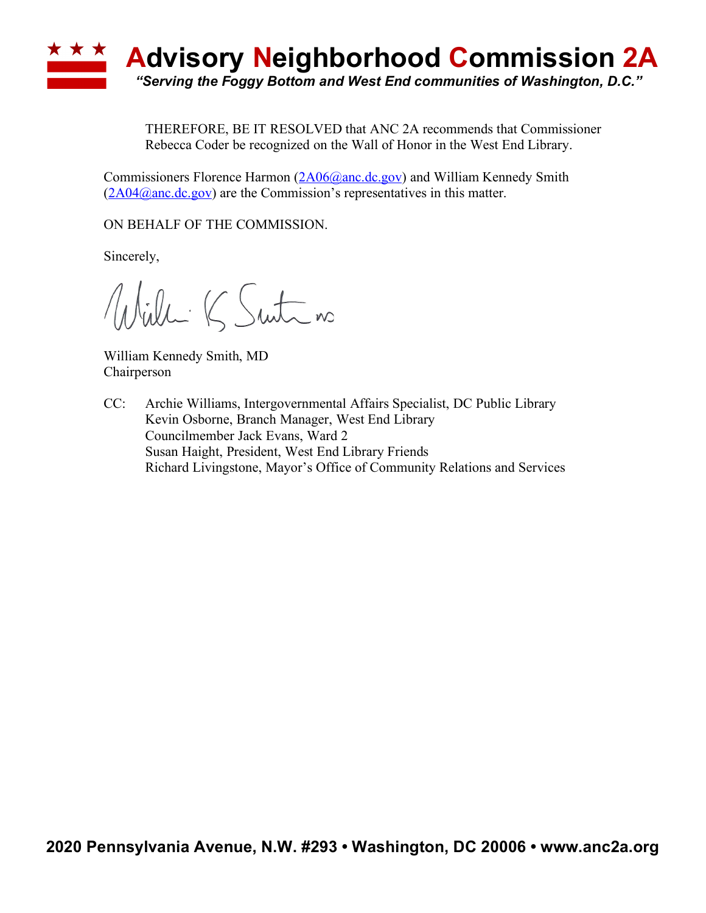THEREFORE, BE IT RESOLVED that ANC 2A recommends that Commissioner Rebecca Coder be recognized on the Wall of Honor in the West End Library.

Commissioners Florence Harmon (2A06@anc.dc.gov) and William Kennedy Smith (2A04@anc.dc.gov) are the Commission's representatives in this matter.

ON BEHALF OF THE COMMISSION.

Sincerely,

William Kennedy Smith, MD
Chairperson

CC: Archie Williams, Intergovernmental Affairs Specialist, DC Public Library
Kevin Osborne, Branch Manager, West End Library
Councilmember Jack Evans, Ward 2
Susan Haight, President, West End Library Friends
Richard Livingstone, Mayor's Office of Community Relations and Services